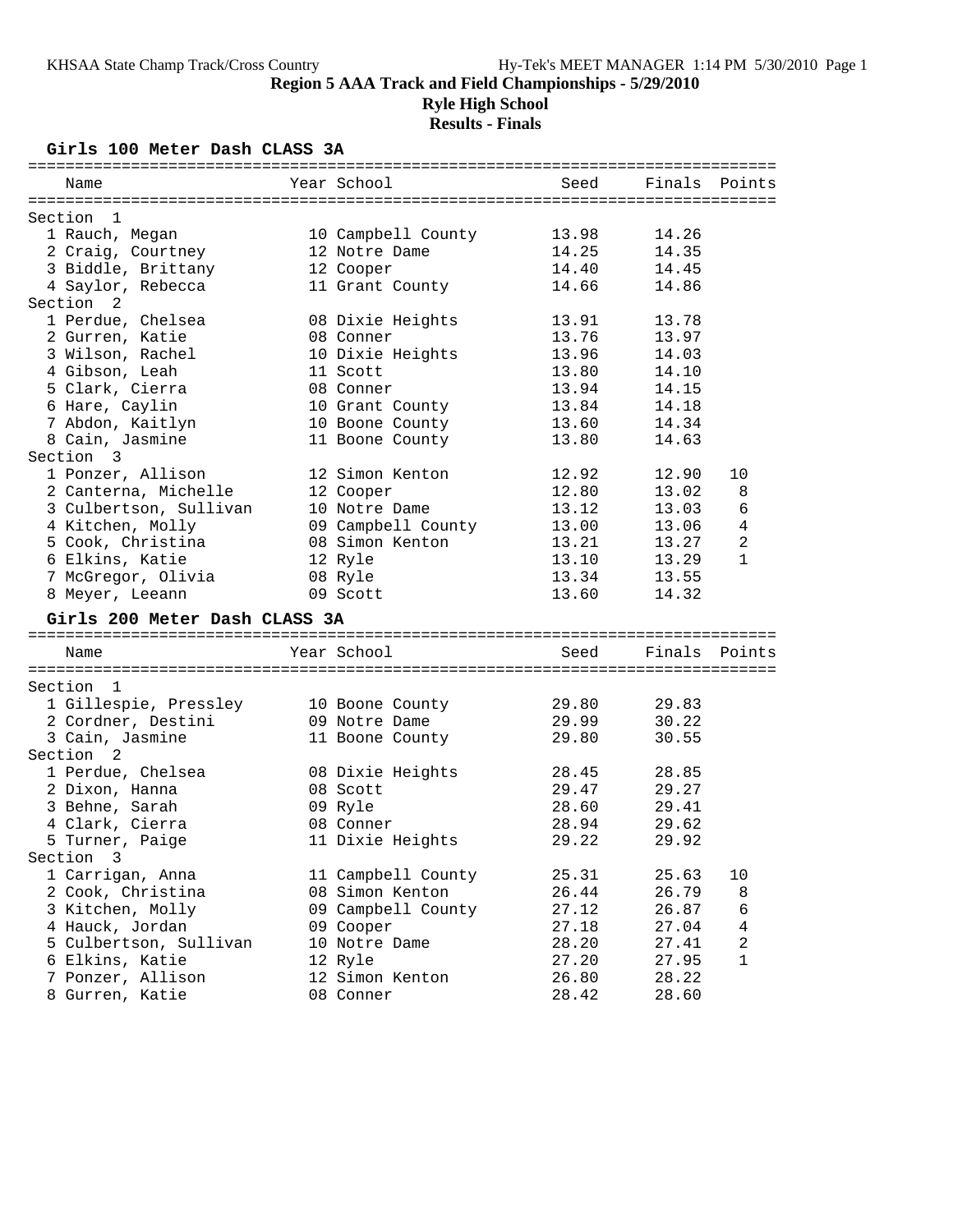# Region 5 AAA Track and Field Championships - 5/29/2010

**Ryle High School**

**Results - Finals**

## Girls 100 Meter Dash CLASS 3A

| Name | Year | School | Seed | Finals | Points |
|---|---|---|---|---|---|
| **Section 1** | | | | | |
| 1 Rauch, Megan | 10 | Campbell County | 13.98 | 14.26 | |
| 2 Craig, Courtney | 12 | Notre Dame | 14.25 | 14.35 | |
| 3 Biddle, Brittany | 12 | Cooper | 14.40 | 14.45 | |
| 4 Saylor, Rebecca | 11 | Grant County | 14.66 | 14.86 | |
| **Section 2** | | | | | |
| 1 Perdue, Chelsea | 08 | Dixie Heights | 13.91 | 13.78 | |
| 2 Gurren, Katie | 08 | Conner | 13.76 | 13.97 | |
| 3 Wilson, Rachel | 10 | Dixie Heights | 13.96 | 14.03 | |
| 4 Gibson, Leah | 11 | Scott | 13.80 | 14.10 | |
| 5 Clark, Cierra | 08 | Conner | 13.94 | 14.15 | |
| 6 Hare, Caylin | 10 | Grant County | 13.84 | 14.18 | |
| 7 Abdon, Kaitlyn | 10 | Boone County | 13.60 | 14.34 | |
| 8 Cain, Jasmine | 11 | Boone County | 13.80 | 14.63 | |
| **Section 3** | | | | | |
| 1 Ponzer, Allison | 12 | Simon Kenton | 12.92 | 12.90 | 10 |
| 2 Canterna, Michelle | 12 | Cooper | 12.80 | 13.02 | 8 |
| 3 Culbertson, Sullivan | 10 | Notre Dame | 13.12 | 13.03 | 6 |
| 4 Kitchen, Molly | 09 | Campbell County | 13.00 | 13.06 | 4 |
| 5 Cook, Christina | 08 | Simon Kenton | 13.21 | 13.27 | 2 |
| 6 Elkins, Katie | 12 | Ryle | 13.10 | 13.29 | 1 |
| 7 McGregor, Olivia | 08 | Ryle | 13.34 | 13.55 | |
| 8 Meyer, Leeann | 09 | Scott | 13.60 | 14.32 | |

## Girls 200 Meter Dash CLASS 3A

| Name | Year | School | Seed | Finals | Points |
|---|---|---|---|---|---|
| **Section 1** | | | | | |
| 1 Gillespie, Pressley | 10 | Boone County | 29.80 | 29.83 | |
| 2 Cordner, Destini | 09 | Notre Dame | 29.99 | 30.22 | |
| 3 Cain, Jasmine | 11 | Boone County | 29.80 | 30.55 | |
| **Section 2** | | | | | |
| 1 Perdue, Chelsea | 08 | Dixie Heights | 28.45 | 28.85 | |
| 2 Dixon, Hanna | 08 | Scott | 29.47 | 29.27 | |
| 3 Behne, Sarah | 09 | Ryle | 28.60 | 29.41 | |
| 4 Clark, Cierra | 08 | Conner | 28.94 | 29.62 | |
| 5 Turner, Paige | 11 | Dixie Heights | 29.22 | 29.92 | |
| **Section 3** | | | | | |
| 1 Carrigan, Anna | 11 | Campbell County | 25.31 | 25.63 | 10 |
| 2 Cook, Christina | 08 | Simon Kenton | 26.44 | 26.79 | 8 |
| 3 Kitchen, Molly | 09 | Campbell County | 27.12 | 26.87 | 6 |
| 4 Hauck, Jordan | 09 | Cooper | 27.18 | 27.04 | 4 |
| 5 Culbertson, Sullivan | 10 | Notre Dame | 28.20 | 27.41 | 2 |
| 6 Elkins, Katie | 12 | Ryle | 27.20 | 27.95 | 1 |
| 7 Ponzer, Allison | 12 | Simon Kenton | 26.80 | 28.22 | |
| 8 Gurren, Katie | 08 | Conner | 28.42 | 28.60 | |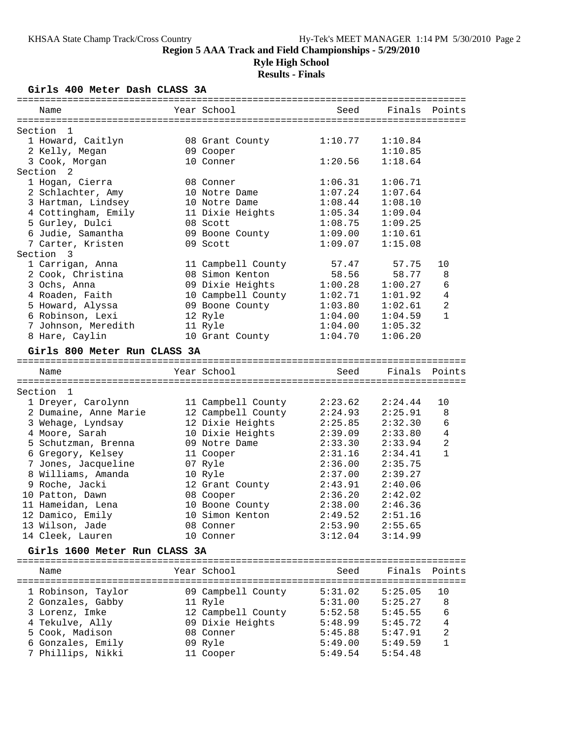**Region 5 AAA Track and Field Championships - 5/29/2010**

**Ryle High School**

**Results - Finals**

### Girls 400 Meter Dash CLASS 3A

| Name | Year | School | Seed | Finals | Points |
|---|---|---|---|---|---|
| **Section 1** | | | | | |
| 1 Howard, Caitlyn | 08 | Grant County | 1:10.77 | 1:10.84 | |
| 2 Kelly, Megan | 09 | Cooper | | 1:10.85 | |
| 3 Cook, Morgan | 10 | Conner | 1:20.56 | 1:18.64 | |
| **Section 2** | | | | | |
| 1 Hogan, Cierra | 08 | Conner | 1:06.31 | 1:06.71 | |
| 2 Schlachter, Amy | 10 | Notre Dame | 1:07.24 | 1:07.64 | |
| 3 Hartman, Lindsey | 10 | Notre Dame | 1:08.44 | 1:08.10 | |
| 4 Cottingham, Emily | 11 | Dixie Heights | 1:05.34 | 1:09.04 | |
| 5 Gurley, Dulci | 08 | Scott | 1:08.75 | 1:09.25 | |
| 6 Judie, Samantha | 09 | Boone County | 1:09.00 | 1:10.61 | |
| 7 Carter, Kristen | 09 | Scott | 1:09.07 | 1:15.08 | |
| **Section 3** | | | | | |
| 1 Carrigan, Anna | 11 | Campbell County | 57.47 | 57.75 | 10 |
| 2 Cook, Christina | 08 | Simon Kenton | 58.56 | 58.77 | 8 |
| 3 Ochs, Anna | 09 | Dixie Heights | 1:00.28 | 1:00.27 | 6 |
| 4 Roaden, Faith | 10 | Campbell County | 1:02.71 | 1:01.92 | 4 |
| 5 Howard, Alyssa | 09 | Boone County | 1:03.80 | 1:02.61 | 2 |
| 6 Robinson, Lexi | 12 | Ryle | 1:04.00 | 1:04.59 | 1 |
| 7 Johnson, Meredith | 11 | Ryle | 1:04.00 | 1:05.32 | |
| 8 Hare, Caylin | 10 | Grant County | 1:04.70 | 1:06.20 | |

### Girls 800 Meter Run CLASS 3A

| Name | Year | School | Seed | Finals | Points |
|---|---|---|---|---|---|
| **Section 1** | | | | | |
| 1 Dreyer, Carolynn | 11 | Campbell County | 2:23.62 | 2:24.44 | 10 |
| 2 Dumaine, Anne Marie | 12 | Campbell County | 2:24.93 | 2:25.91 | 8 |
| 3 Wehage, Lyndsay | 12 | Dixie Heights | 2:25.85 | 2:32.30 | 6 |
| 4 Moore, Sarah | 10 | Dixie Heights | 2:39.09 | 2:33.80 | 4 |
| 5 Schutzman, Brenna | 09 | Notre Dame | 2:33.30 | 2:33.94 | 2 |
| 6 Gregory, Kelsey | 11 | Cooper | 2:31.16 | 2:34.41 | 1 |
| 7 Jones, Jacqueline | 07 | Ryle | 2:36.00 | 2:35.75 | |
| 8 Williams, Amanda | 10 | Ryle | 2:37.00 | 2:39.27 | |
| 9 Roche, Jacki | 12 | Grant County | 2:43.91 | 2:40.06 | |
| 10 Patton, Dawn | 08 | Cooper | 2:36.20 | 2:42.02 | |
| 11 Hameidan, Lena | 10 | Boone County | 2:38.00 | 2:46.36 | |
| 12 Damico, Emily | 10 | Simon Kenton | 2:49.52 | 2:51.16 | |
| 13 Wilson, Jade | 08 | Conner | 2:53.90 | 2:55.65 | |
| 14 Cleek, Lauren | 10 | Conner | 3:12.04 | 3:14.99 | |

### Girls 1600 Meter Run CLASS 3A

| Name | Year | School | Seed | Finals | Points |
|---|---|---|---|---|---|
| 1 Robinson, Taylor | 09 | Campbell County | 5:31.02 | 5:25.05 | 10 |
| 2 Gonzales, Gabby | 11 | Ryle | 5:31.00 | 5:25.27 | 8 |
| 3 Lorenz, Imke | 12 | Campbell County | 5:52.58 | 5:45.55 | 6 |
| 4 Tekulve, Ally | 09 | Dixie Heights | 5:48.99 | 5:45.72 | 4 |
| 5 Cook, Madison | 08 | Conner | 5:45.88 | 5:47.91 | 2 |
| 6 Gonzales, Emily | 09 | Ryle | 5:49.00 | 5:49.59 | 1 |
| 7 Phillips, Nikki | 11 | Cooper | 5:49.54 | 5:54.48 | |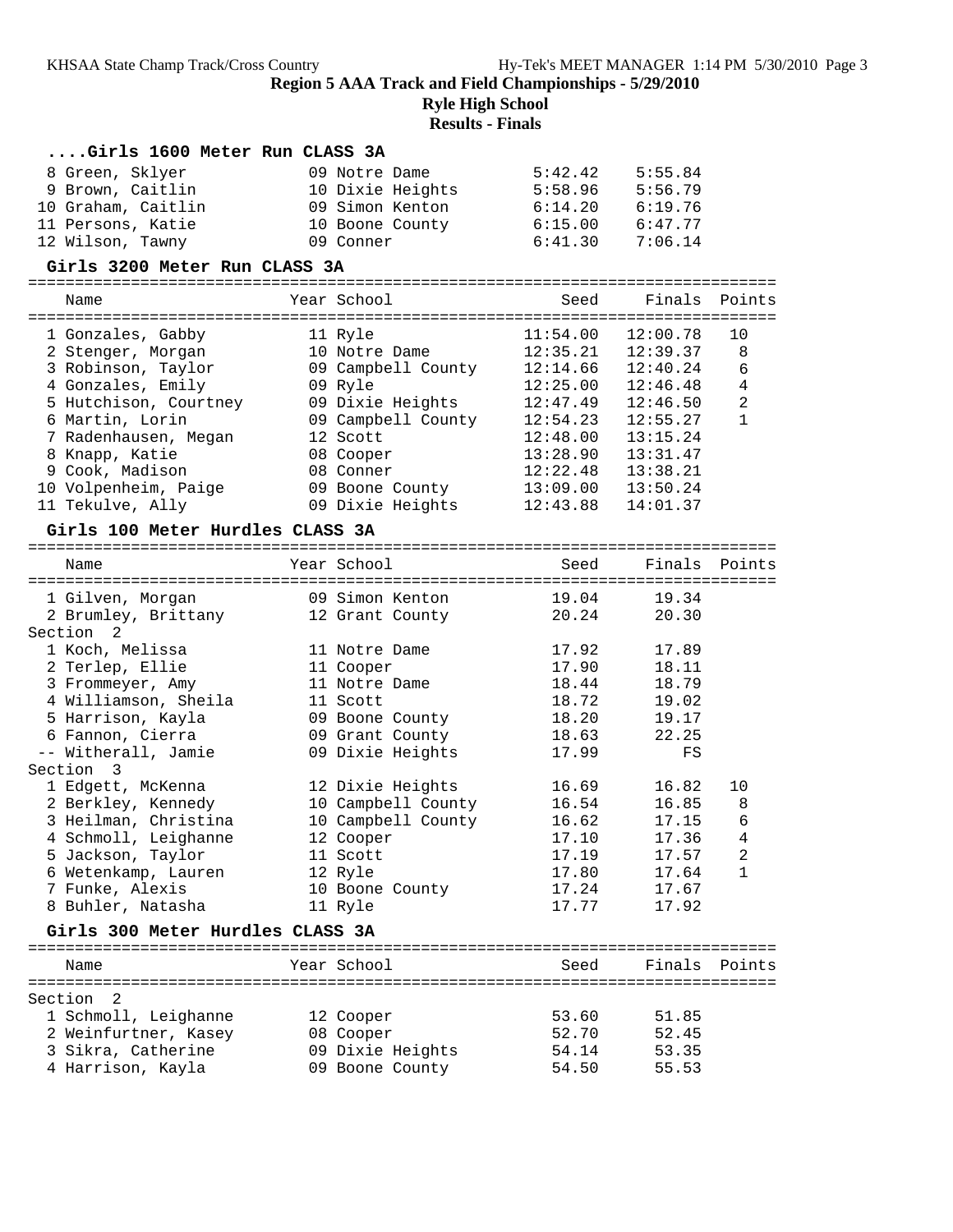## Region 5 AAA Track and Field Championships - 5/29/2010

### Ryle High School

### Results - Finals

#### ....Girls 1600 Meter Run CLASS 3A

| Place | Name | Year | School | Seed | Finals | Points |
|---|---|---|---|---|---|---|
| 8 | Green, Sklyer | 09 | Notre Dame | 5:42.42 | 5:55.84 | |
| 9 | Brown, Caitlin | 10 | Dixie Heights | 5:58.96 | 5:56.79 | |
| 10 | Graham, Caitlin | 09 | Simon Kenton | 6:14.20 | 6:19.76 | |
| 11 | Persons, Katie | 10 | Boone County | 6:15.00 | 6:47.77 | |
| 12 | Wilson, Tawny | 09 | Conner | 6:41.30 | 7:06.14 | |

#### Girls 3200 Meter Run CLASS 3A

| Place | Name | Year | School | Seed | Finals | Points |
|---|---|---|---|---|---|---|
| 1 | Gonzales, Gabby | 11 | Ryle | 11:54.00 | 12:00.78 | 10 |
| 2 | Stenger, Morgan | 10 | Notre Dame | 12:35.21 | 12:39.37 | 8 |
| 3 | Robinson, Taylor | 09 | Campbell County | 12:14.66 | 12:40.24 | 6 |
| 4 | Gonzales, Emily | 09 | Ryle | 12:25.00 | 12:46.48 | 4 |
| 5 | Hutchison, Courtney | 09 | Dixie Heights | 12:47.49 | 12:46.50 | 2 |
| 6 | Martin, Lorin | 09 | Campbell County | 12:54.23 | 12:55.27 | 1 |
| 7 | Radenhausen, Megan | 12 | Scott | 12:48.00 | 13:15.24 | |
| 8 | Knapp, Katie | 08 | Cooper | 13:28.90 | 13:31.47 | |
| 9 | Cook, Madison | 08 | Conner | 12:22.48 | 13:38.21 | |
| 10 | Volpenheim, Paige | 09 | Boone County | 13:09.00 | 13:50.24 | |
| 11 | Tekulve, Ally | 09 | Dixie Heights | 12:43.88 | 14:01.37 | |

#### Girls 100 Meter Hurdles CLASS 3A

| Place | Name | Year | School | Seed | Finals | Points |
|---|---|---|---|---|---|---|
| 1 | Gilven, Morgan | 09 | Simon Kenton | 19.04 | 19.34 | |
| 2 | Brumley, Brittany | 12 | Grant County | 20.24 | 20.30 | |
| **Section 2** | | | | | | |
| 1 | Koch, Melissa | 11 | Notre Dame | 17.92 | 17.89 | |
| 2 | Terlep, Ellie | 11 | Cooper | 17.90 | 18.11 | |
| 3 | Frommeyer, Amy | 11 | Notre Dame | 18.44 | 18.79 | |
| 4 | Williamson, Sheila | 11 | Scott | 18.72 | 19.02 | |
| 5 | Harrison, Kayla | 09 | Boone County | 18.20 | 19.17 | |
| 6 | Fannon, Cierra | 09 | Grant County | 18.63 | 22.25 | |
| -- | Witherall, Jamie | 09 | Dixie Heights | 17.99 | FS | |
| **Section 3** | | | | | | |
| 1 | Edgett, McKenna | 12 | Dixie Heights | 16.69 | 16.82 | 10 |
| 2 | Berkley, Kennedy | 10 | Campbell County | 16.54 | 16.85 | 8 |
| 3 | Heilman, Christina | 10 | Campbell County | 16.62 | 17.15 | 6 |
| 4 | Schmoll, Leighanne | 12 | Cooper | 17.10 | 17.36 | 4 |
| 5 | Jackson, Taylor | 11 | Scott | 17.19 | 17.57 | 2 |
| 6 | Wetenkamp, Lauren | 12 | Ryle | 17.80 | 17.64 | 1 |
| 7 | Funke, Alexis | 10 | Boone County | 17.24 | 17.67 | |
| 8 | Buhler, Natasha | 11 | Ryle | 17.77 | 17.92 | |

#### Girls 300 Meter Hurdles CLASS 3A

| Place | Name | Year | School | Seed | Finals | Points |
|---|---|---|---|---|---|---|
| **Section 2** | | | | | | |
| 1 | Schmoll, Leighanne | 12 | Cooper | 53.60 | 51.85 | |
| 2 | Weinfurtner, Kasey | 08 | Cooper | 52.70 | 52.45 | |
| 3 | Sikra, Catherine | 09 | Dixie Heights | 54.14 | 53.35 | |
| 4 | Harrison, Kayla | 09 | Boone County | 54.50 | 55.53 | |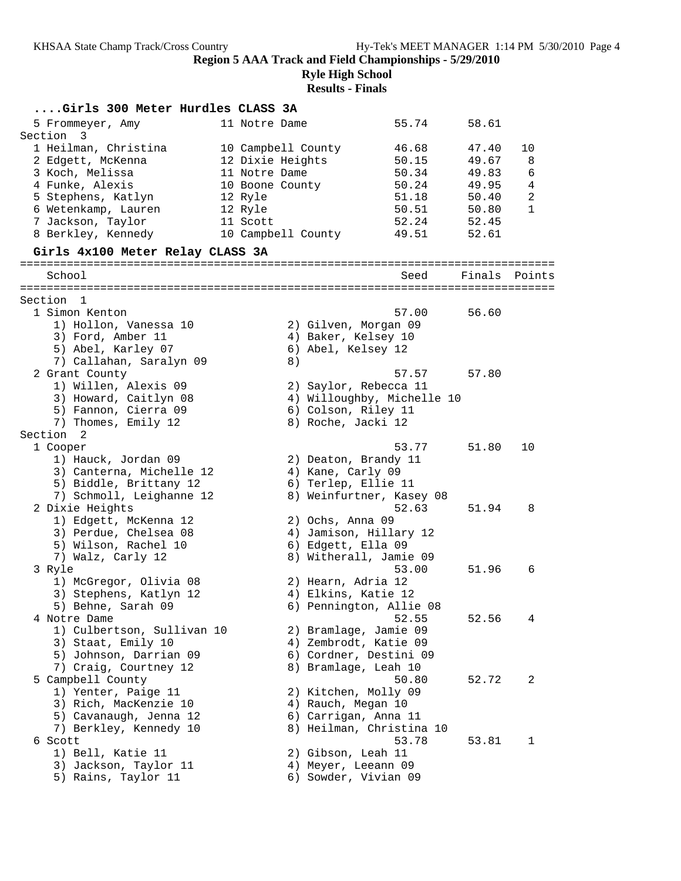## Region 5 AAA Track and Field Championships - 5/29/2010

### Ryle High School

### Results - Finals

#### ....Girls 300 Meter Hurdles CLASS 3A

| Place | Name | Yr | School | Seed | Finals | Points |
|---|---|---|---|---|---|---|
| 5 | Frommeyer, Amy | 11 | Notre Dame | 55.74 | 58.61 | |
| **Section 3** | | | | | | |
| 1 | Heilman, Christina | 10 | Campbell County | 46.68 | 47.40 | 10 |
| 2 | Edgett, McKenna | 12 | Dixie Heights | 50.15 | 49.67 | 8 |
| 3 | Koch, Melissa | 11 | Notre Dame | 50.34 | 49.83 | 6 |
| 4 | Funke, Alexis | 10 | Boone County | 50.24 | 49.95 | 4 |
| 5 | Stephens, Katlyn | 12 | Ryle | 51.18 | 50.40 | 2 |
| 6 | Wetenkamp, Lauren | 12 | Ryle | 50.51 | 50.80 | 1 |
| 7 | Jackson, Taylor | 11 | Scott | 52.24 | 52.45 | |
| 8 | Berkley, Kennedy | 10 | Campbell County | 49.51 | 52.61 | |

#### Girls 4x100 Meter Relay CLASS 3A

| School | Seed | Finals | Points |
|---|---|---|---|
| **Section 1** | | | |
| 1 Simon Kenton | 57.00 | 56.60 | |
| 1) Hollon, Vanessa 10; 2) Gilven, Morgan 09; 3) Ford, Amber 11; 4) Baker, Kelsey 10; 5) Abel, Karley 07; 6) Abel, Kelsey 12; 7) Callahan, Saralyn 09; 8) | | | |
| 2 Grant County | 57.57 | 57.80 | |
| 1) Willen, Alexis 09; 2) Saylor, Rebecca 11; 3) Howard, Caitlyn 08; 4) Willoughby, Michelle 10; 5) Fannon, Cierra 09; 6) Colson, Riley 11; 7) Thomes, Emily 12; 8) Roche, Jacki 12 | | | |
| **Section 2** | | | |
| 1 Cooper | 53.77 | 51.80 | 10 |
| 1) Hauck, Jordan 09; 2) Deaton, Brandy 11; 3) Canterna, Michelle 12; 4) Kane, Carly 09; 5) Biddle, Brittany 12; 6) Terlep, Ellie 11; 7) Schmoll, Leighanne 12; 8) Weinfurtner, Kasey 08 | | | |
| 2 Dixie Heights | 52.63 | 51.94 | 8 |
| 1) Edgett, McKenna 12; 2) Ochs, Anna 09; 3) Perdue, Chelsea 08; 4) Jamison, Hillary 12; 5) Wilson, Rachel 10; 6) Edgett, Ella 09; 7) Walz, Carly 12; 8) Witherall, Jamie 09 | | | |
| 3 Ryle | 53.00 | 51.96 | 6 |
| 1) McGregor, Olivia 08; 2) Hearn, Adria 12; 3) Stephens, Katlyn 12; 4) Elkins, Katie 12; 5) Behne, Sarah 09; 6) Pennington, Allie 08 | | | |
| 4 Notre Dame | 52.55 | 52.56 | 4 |
| 1) Culbertson, Sullivan 10; 2) Bramlage, Jamie 09; 3) Staat, Emily 10; 4) Zembrodt, Katie 09; 5) Johnson, Darrian 09; 6) Cordner, Destini 09; 7) Craig, Courtney 12; 8) Bramlage, Leah 10 | | | |
| 5 Campbell County | 50.80 | 52.72 | 2 |
| 1) Yenter, Paige 11; 2) Kitchen, Molly 09; 3) Rich, MacKenzie 10; 4) Rauch, Megan 10; 5) Cavanaugh, Jenna 12; 6) Carrigan, Anna 11; 7) Berkley, Kennedy 10; 8) Heilman, Christina 10 | | | |
| 6 Scott | 53.78 | 53.81 | 1 |
| 1) Bell, Katie 11; 2) Gibson, Leah 11; 3) Jackson, Taylor 11; 4) Meyer, Leeann 09; 5) Rains, Taylor 11; 6) Sowder, Vivian 09 | | | |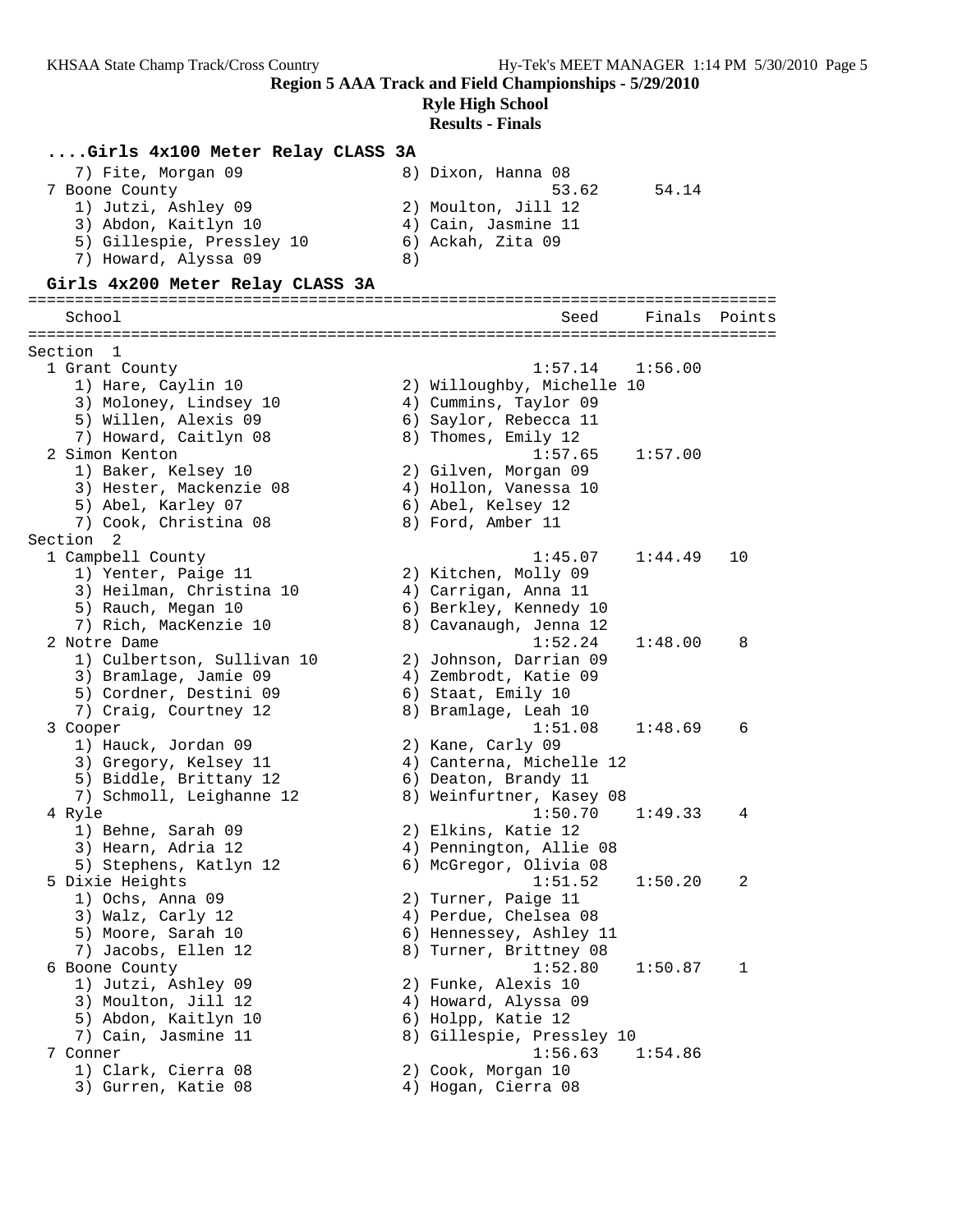**Region 5 AAA Track and Field Championships - 5/29/2010**

**Ryle High School**

**Results - Finals**

### ....Girls 4x100 Meter Relay CLASS 3A

```
    7) Fite, Morgan 09                8) Dixon, Hanna 08
  7 Boone County                                   53.62      54.14
     1) Jutzi, Ashley 09               2) Moulton, Jill 12
     3) Abdon, Kaitlyn 10              4) Cain, Jasmine 11
     5) Gillespie, Pressley 10         6) Ackah, Zita 09
     7) Howard, Alyssa 09              8)
```

### Girls 4x200 Meter Relay CLASS 3A

```
================================================================================
    School                                               Seed     Finals  Points
================================================================================
Section  1
  1 Grant County                                      1:57.14    1:56.00
     1) Hare, Caylin 10                2) Willoughby, Michelle 10
     3) Moloney, Lindsey 10            4) Cummins, Taylor 09
     5) Willen, Alexis 09              6) Saylor, Rebecca 11
     7) Howard, Caitlyn 08             8) Thomes, Emily 12
  2 Simon Kenton                                      1:57.65    1:57.00
     1) Baker, Kelsey 10               2) Gilven, Morgan 09
     3) Hester, Mackenzie 08           4) Hollon, Vanessa 10
     5) Abel, Karley 07                6) Abel, Kelsey 12
     7) Cook, Christina 08             8) Ford, Amber 11
Section  2
  1 Campbell County                                   1:45.07    1:44.49   10
     1) Yenter, Paige 11               2) Kitchen, Molly 09
     3) Heilman, Christina 10          4) Carrigan, Anna 11
     5) Rauch, Megan 10                6) Berkley, Kennedy 10
     7) Rich, MacKenzie 10             8) Cavanaugh, Jenna 12
  2 Notre Dame                                        1:52.24    1:48.00    8
     1) Culbertson, Sullivan 10        2) Johnson, Darrian 09
     3) Bramlage, Jamie 09             4) Zembrodt, Katie 09
     5) Cordner, Destini 09            6) Staat, Emily 10
     7) Craig, Courtney 12             8) Bramlage, Leah 10
  3 Cooper                                            1:51.08    1:48.69    6
     1) Hauck, Jordan 09               2) Kane, Carly 09
     3) Gregory, Kelsey 11             4) Canterna, Michelle 12
     5) Biddle, Brittany 12            6) Deaton, Brandy 11
     7) Schmoll, Leighanne 12          8) Weinfurtner, Kasey 08
  4 Ryle                                              1:50.70    1:49.33    4
     1) Behne, Sarah 09                2) Elkins, Katie 12
     3) Hearn, Adria 12                4) Pennington, Allie 08
     5) Stephens, Katlyn 12            6) McGregor, Olivia 08
  5 Dixie Heights                                     1:51.52    1:50.20    2
     1) Ochs, Anna 09                  2) Turner, Paige 11
     3) Walz, Carly 12                 4) Perdue, Chelsea 08
     5) Moore, Sarah 10                6) Hennessey, Ashley 11
     7) Jacobs, Ellen 12               8) Turner, Brittney 08
  6 Boone County                                      1:52.80    1:50.87    1
     1) Jutzi, Ashley 09               2) Funke, Alexis 10
     3) Moulton, Jill 12               4) Howard, Alyssa 09
     5) Abdon, Kaitlyn 10              6) Holpp, Katie 12
     7) Cain, Jasmine 11               8) Gillespie, Pressley 10
  7 Conner                                            1:56.63    1:54.86
     1) Clark, Cierra 08               2) Cook, Morgan 10
     3) Gurren, Katie 08               4) Hogan, Cierra 08
```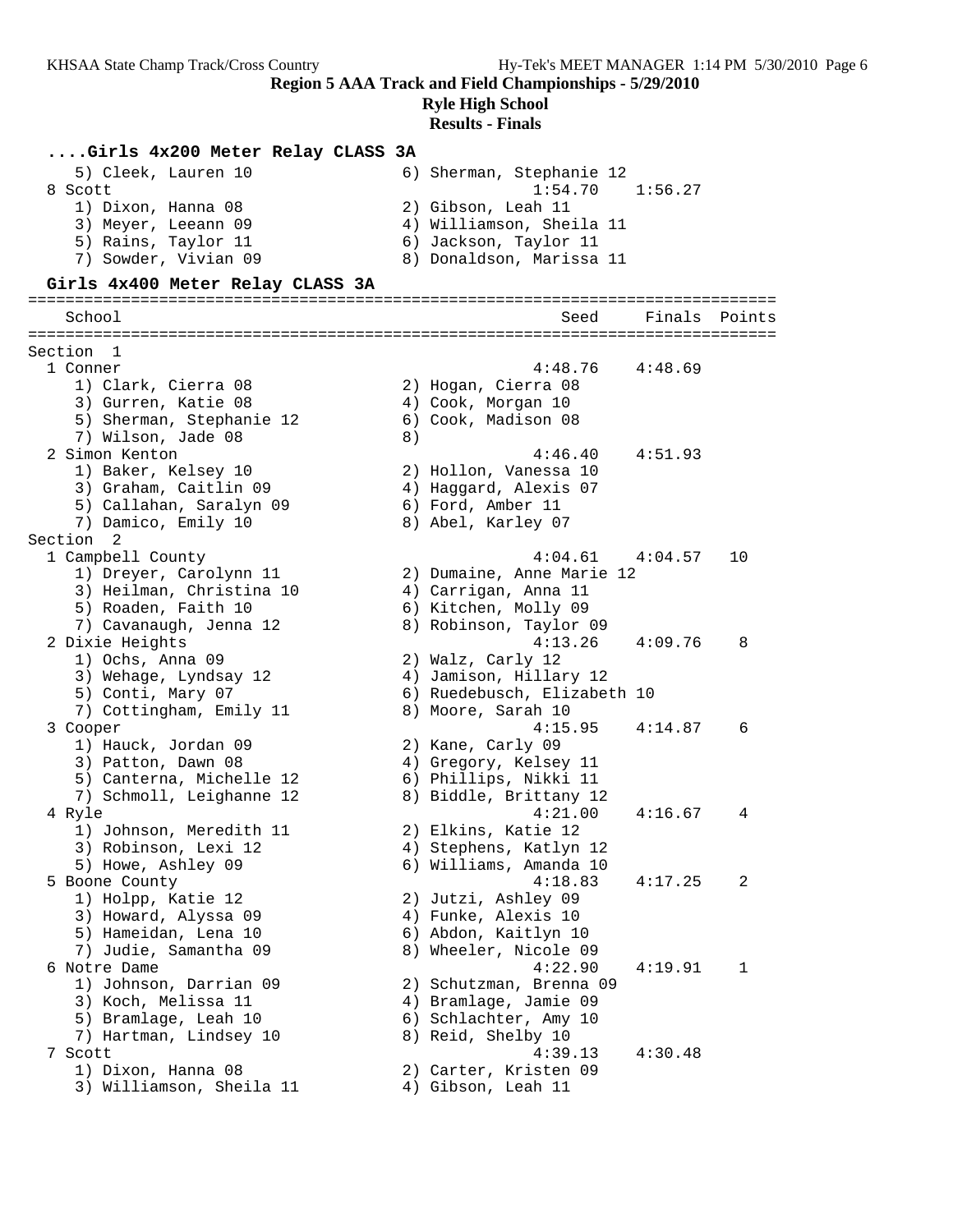**Region 5 AAA Track and Field Championships - 5/29/2010**

**Ryle High School**

**Results - Finals**

### ....Girls 4x200 Meter Relay CLASS 3A

```
    5) Cleek, Lauren 10                6) Sherman, Stephanie 12
  8 Scott                                          1:54.70    1:56.27
    1) Dixon, Hanna 08                 2) Gibson, Leah 11
    3) Meyer, Leeann 09                4) Williamson, Sheila 11
    5) Rains, Taylor 11                6) Jackson, Taylor 11
    7) Sowder, Vivian 09               8) Donaldson, Marissa 11
```

### Girls 4x400 Meter Relay CLASS 3A

```
================================================================================
    School                                               Seed     Finals  Points
================================================================================
Section  1
  1 Conner                                              4:48.76    4:48.69
    1) Clark, Cierra 08                2) Hogan, Cierra 08
    3) Gurren, Katie 08                4) Cook, Morgan 10
    5) Sherman, Stephanie 12           6) Cook, Madison 08
    7) Wilson, Jade 08                 8)
  2 Simon Kenton                                        4:46.40    4:51.93
    1) Baker, Kelsey 10                2) Hollon, Vanessa 10
    3) Graham, Caitlin 09              4) Haggard, Alexis 07
    5) Callahan, Saralyn 09            6) Ford, Amber 11
    7) Damico, Emily 10                8) Abel, Karley 07
Section  2
  1 Campbell County                                     4:04.61    4:04.57   10
    1) Dreyer, Carolynn 11             2) Dumaine, Anne Marie 12
    3) Heilman, Christina 10           4) Carrigan, Anna 11
    5) Roaden, Faith 10                6) Kitchen, Molly 09
    7) Cavanaugh, Jenna 12             8) Robinson, Taylor 09
  2 Dixie Heights                                       4:13.26    4:09.76    8
    1) Ochs, Anna 09                   2) Walz, Carly 12
    3) Wehage, Lyndsay 12              4) Jamison, Hillary 12
    5) Conti, Mary 07                  6) Ruedebusch, Elizabeth 10
    7) Cottingham, Emily 11            8) Moore, Sarah 10
  3 Cooper                                              4:15.95    4:14.87    6
    1) Hauck, Jordan 09                2) Kane, Carly 09
    3) Patton, Dawn 08                 4) Gregory, Kelsey 11
    5) Canterna, Michelle 12           6) Phillips, Nikki 11
    7) Schmoll, Leighanne 12           8) Biddle, Brittany 12
  4 Ryle                                                4:21.00    4:16.67    4
    1) Johnson, Meredith 11            2) Elkins, Katie 12
    3) Robinson, Lexi 12               4) Stephens, Katlyn 12
    5) Howe, Ashley 09                 6) Williams, Amanda 10
  5 Boone County                                        4:18.83    4:17.25    2
    1) Holpp, Katie 12                 2) Jutzi, Ashley 09
    3) Howard, Alyssa 09               4) Funke, Alexis 10
    5) Hameidan, Lena 10               6) Abdon, Kaitlyn 10
    7) Judie, Samantha 09              8) Wheeler, Nicole 09
  6 Notre Dame                                          4:22.90    4:19.91    1
    1) Johnson, Darrian 09             2) Schutzman, Brenna 09
    3) Koch, Melissa 11                4) Bramlage, Jamie 09
    5) Bramlage, Leah 10               6) Schlachter, Amy 10
    7) Hartman, Lindsey 10             8) Reid, Shelby 10
  7 Scott                                               4:39.13    4:30.48
    1) Dixon, Hanna 08                 2) Carter, Kristen 09
    3) Williamson, Sheila 11           4) Gibson, Leah 11
```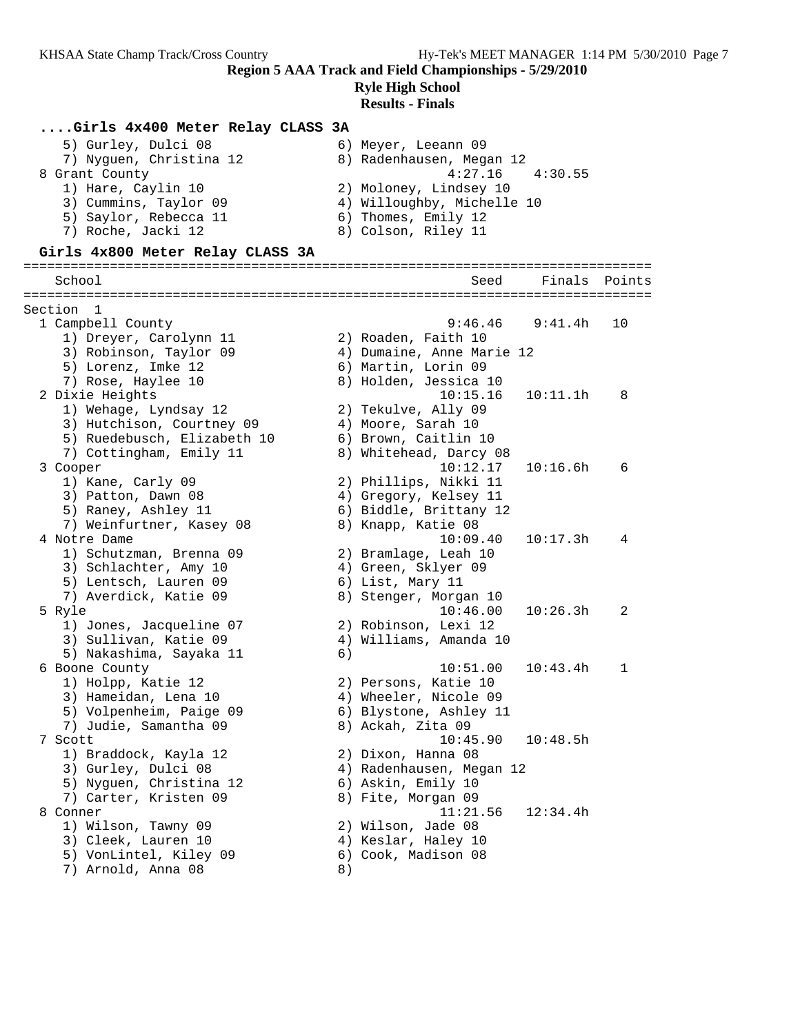**Region 5 AAA Track and Field Championships - 5/29/2010**

**Ryle High School**

**Results - Finals**

### ....Girls 4x400 Meter Relay CLASS 3A

5) Gurley, Dulci 08 — 6) Meyer, Leeann 09
7) Nyguen, Christina 12 — 8) Radenhausen, Megan 12

8 Grant County — Seed 4:27.16 — Finals 4:30.55
1) Hare, Caylin 10 — 2) Moloney, Lindsey 10
3) Cummins, Taylor 09 — 4) Willoughby, Michelle 10
5) Saylor, Rebecca 11 — 6) Thomes, Emily 12
7) Roche, Jacki 12 — 8) Colson, Riley 11

### Girls 4x800 Meter Relay CLASS 3A

| Place | School | Seed | Finals | Points |
|---|---|---|---|---|
| | **Section 1** | | | |
| 1 | Campbell County | 9:46.46 | 9:41.4h | 10 |
| | 1) Dreyer, Carolynn 11; 2) Roaden, Faith 10; 3) Robinson, Taylor 09; 4) Dumaine, Anne Marie 12; 5) Lorenz, Imke 12; 6) Martin, Lorin 09; 7) Rose, Haylee 10; 8) Holden, Jessica 10 | | | |
| 2 | Dixie Heights | 10:15.16 | 10:11.1h | 8 |
| | 1) Wehage, Lyndsay 12; 2) Tekulve, Ally 09; 3) Hutchison, Courtney 09; 4) Moore, Sarah 10; 5) Ruedebusch, Elizabeth 10; 6) Brown, Caitlin 10; 7) Cottingham, Emily 11; 8) Whitehead, Darcy 08 | | | |
| 3 | Cooper | 10:12.17 | 10:16.6h | 6 |
| | 1) Kane, Carly 09; 2) Phillips, Nikki 11; 3) Patton, Dawn 08; 4) Gregory, Kelsey 11; 5) Raney, Ashley 11; 6) Biddle, Brittany 12; 7) Weinfurtner, Kasey 08; 8) Knapp, Katie 08 | | | |
| 4 | Notre Dame | 10:09.40 | 10:17.3h | 4 |
| | 1) Schutzman, Brenna 09; 2) Bramlage, Leah 10; 3) Schlachter, Amy 10; 4) Green, Sklyer 09; 5) Lentsch, Lauren 09; 6) List, Mary 11; 7) Averdick, Katie 09; 8) Stenger, Morgan 10 | | | |
| 5 | Ryle | 10:46.00 | 10:26.3h | 2 |
| | 1) Jones, Jacqueline 07; 2) Robinson, Lexi 12; 3) Sullivan, Katie 09; 4) Williams, Amanda 10; 5) Nakashima, Sayaka 11; 6) | | | |
| 6 | Boone County | 10:51.00 | 10:43.4h | 1 |
| | 1) Holpp, Katie 12; 2) Persons, Katie 10; 3) Hameidan, Lena 10; 4) Wheeler, Nicole 09; 5) Volpenheim, Paige 09; 6) Blystone, Ashley 11; 7) Judie, Samantha 09; 8) Ackah, Zita 09 | | | |
| 7 | Scott | 10:45.90 | 10:48.5h | |
| | 1) Braddock, Kayla 12; 2) Dixon, Hanna 08; 3) Gurley, Dulci 08; 4) Radenhausen, Megan 12; 5) Nyguen, Christina 12; 6) Askin, Emily 10; 7) Carter, Kristen 09; 8) Fite, Morgan 09 | | | |
| 8 | Conner | 11:21.56 | 12:34.4h | |
| | 1) Wilson, Tawny 09; 2) Wilson, Jade 08; 3) Cleek, Lauren 10; 4) Keslar, Haley 10; 5) VonLintel, Kiley 09; 6) Cook, Madison 08; 7) Arnold, Anna 08; 8) | | | |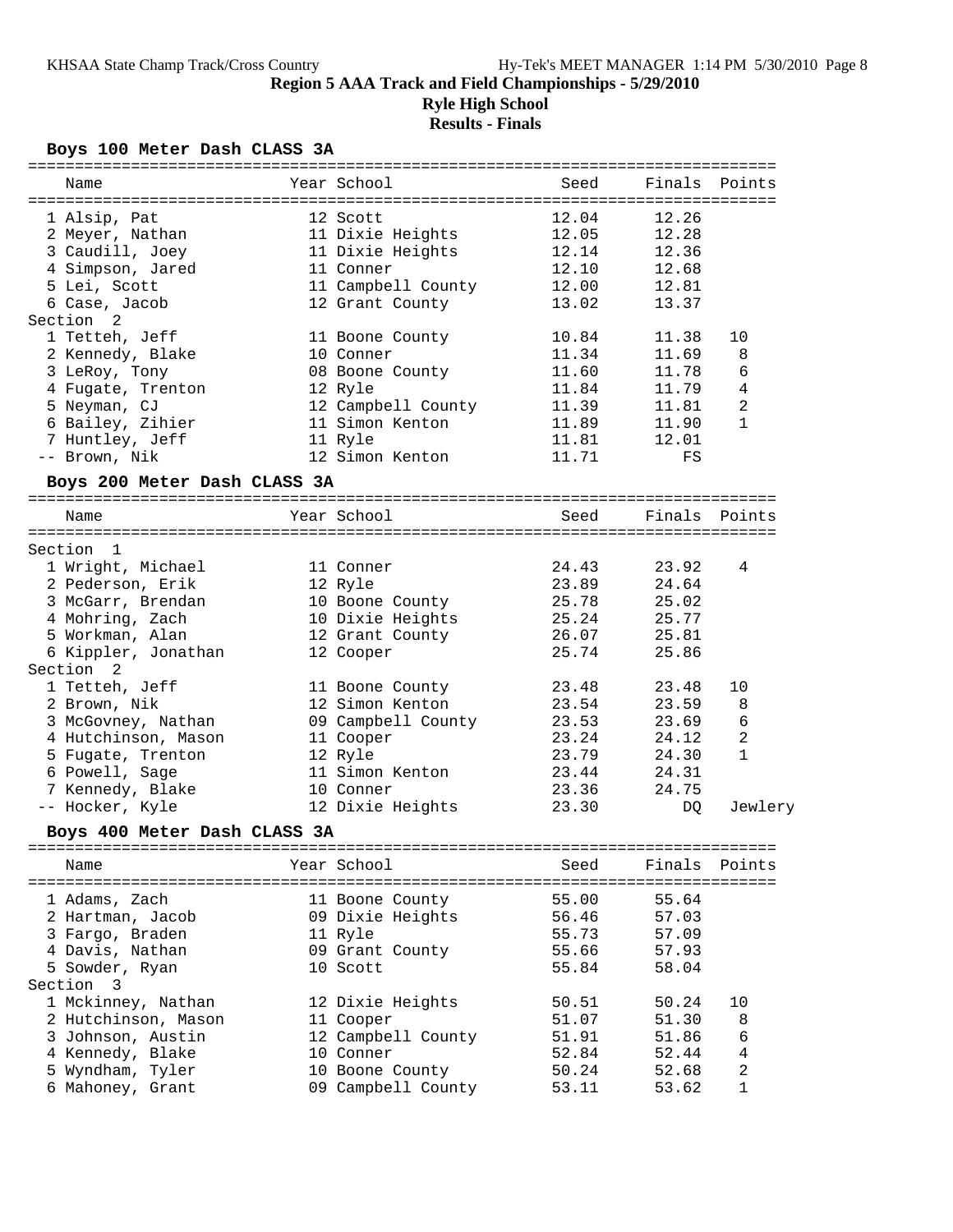**Region 5 AAA Track and Field Championships - 5/29/2010**

**Ryle High School**

**Results - Finals**

### Boys 100 Meter Dash CLASS 3A

| Name | Year | School | Seed | Finals | Points |
|---|---|---|---|---|---|
| 1 Alsip, Pat | 12 | Scott | 12.04 | 12.26 | |
| 2 Meyer, Nathan | 11 | Dixie Heights | 12.05 | 12.28 | |
| 3 Caudill, Joey | 11 | Dixie Heights | 12.14 | 12.36 | |
| 4 Simpson, Jared | 11 | Conner | 12.10 | 12.68 | |
| 5 Lei, Scott | 11 | Campbell County | 12.00 | 12.81 | |
| 6 Case, Jacob | 12 | Grant County | 13.02 | 13.37 | |
| **Section 2** | | | | | |
| 1 Tetteh, Jeff | 11 | Boone County | 10.84 | 11.38 | 10 |
| 2 Kennedy, Blake | 10 | Conner | 11.34 | 11.69 | 8 |
| 3 LeRoy, Tony | 08 | Boone County | 11.60 | 11.78 | 6 |
| 4 Fugate, Trenton | 12 | Ryle | 11.84 | 11.79 | 4 |
| 5 Neyman, CJ | 12 | Campbell County | 11.39 | 11.81 | 2 |
| 6 Bailey, Zihier | 11 | Simon Kenton | 11.89 | 11.90 | 1 |
| 7 Huntley, Jeff | 11 | Ryle | 11.81 | 12.01 | |
| -- Brown, Nik | 12 | Simon Kenton | 11.71 | FS | |

### Boys 200 Meter Dash CLASS 3A

| Name | Year | School | Seed | Finals | Points |
|---|---|---|---|---|---|
| **Section 1** | | | | | |
| 1 Wright, Michael | 11 | Conner | 24.43 | 23.92 | 4 |
| 2 Pederson, Erik | 12 | Ryle | 23.89 | 24.64 | |
| 3 McGarr, Brendan | 10 | Boone County | 25.78 | 25.02 | |
| 4 Mohring, Zach | 10 | Dixie Heights | 25.24 | 25.77 | |
| 5 Workman, Alan | 12 | Grant County | 26.07 | 25.81 | |
| 6 Kippler, Jonathan | 12 | Cooper | 25.74 | 25.86 | |
| **Section 2** | | | | | |
| 1 Tetteh, Jeff | 11 | Boone County | 23.48 | 23.48 | 10 |
| 2 Brown, Nik | 12 | Simon Kenton | 23.54 | 23.59 | 8 |
| 3 McGovney, Nathan | 09 | Campbell County | 23.53 | 23.69 | 6 |
| 4 Hutchinson, Mason | 11 | Cooper | 23.24 | 24.12 | 2 |
| 5 Fugate, Trenton | 12 | Ryle | 23.79 | 24.30 | 1 |
| 6 Powell, Sage | 11 | Simon Kenton | 23.44 | 24.31 | |
| 7 Kennedy, Blake | 10 | Conner | 23.36 | 24.75 | |
| -- Hocker, Kyle | 12 | Dixie Heights | 23.30 | DQ | Jewlery |

### Boys 400 Meter Dash CLASS 3A

| Name | Year | School | Seed | Finals | Points |
|---|---|---|---|---|---|
| 1 Adams, Zach | 11 | Boone County | 55.00 | 55.64 | |
| 2 Hartman, Jacob | 09 | Dixie Heights | 56.46 | 57.03 | |
| 3 Fargo, Braden | 11 | Ryle | 55.73 | 57.09 | |
| 4 Davis, Nathan | 09 | Grant County | 55.66 | 57.93 | |
| 5 Sowder, Ryan | 10 | Scott | 55.84 | 58.04 | |
| **Section 3** | | | | | |
| 1 Mckinney, Nathan | 12 | Dixie Heights | 50.51 | 50.24 | 10 |
| 2 Hutchinson, Mason | 11 | Cooper | 51.07 | 51.30 | 8 |
| 3 Johnson, Austin | 12 | Campbell County | 51.91 | 51.86 | 6 |
| 4 Kennedy, Blake | 10 | Conner | 52.84 | 52.44 | 4 |
| 5 Wyndham, Tyler | 10 | Boone County | 50.24 | 52.68 | 2 |
| 6 Mahoney, Grant | 09 | Campbell County | 53.11 | 53.62 | 1 |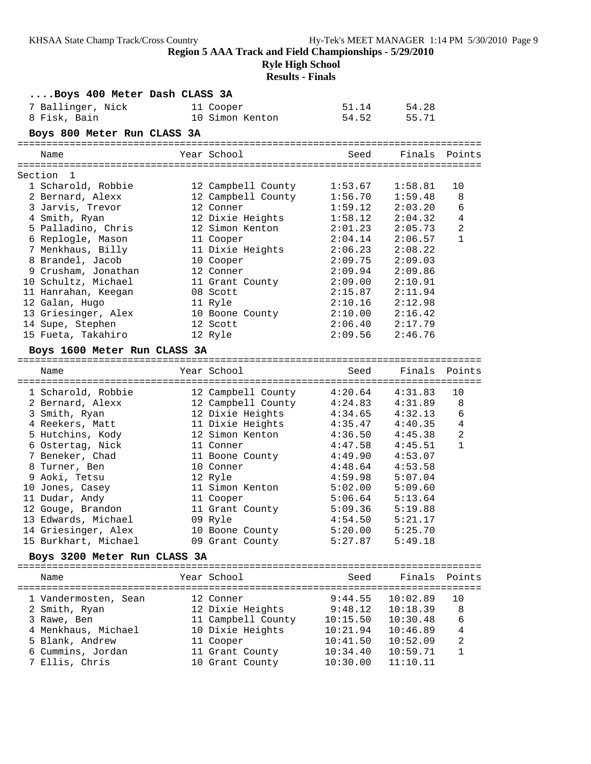## Region 5 AAA Track and Field Championships - 5/29/2010

**Ryle High School**

**Results - Finals**

### ....Boys 400 Meter Dash CLASS 3A

| Name | Year | School | Seed | Finals |
|---|---|---|---|---|
| 7 Ballinger, Nick | 11 | Cooper | 51.14 | 54.28 |
| 8 Fisk, Bain | 10 | Simon Kenton | 54.52 | 55.71 |

### Boys 800 Meter Run CLASS 3A

Section 1

| Name | Year | School | Seed | Finals | Points |
|---|---|---|---|---|---|
| 1 Scharold, Robbie | 12 | Campbell County | 1:53.67 | 1:58.81 | 10 |
| 2 Bernard, Alexx | 12 | Campbell County | 1:56.70 | 1:59.48 | 8 |
| 3 Jarvis, Trevor | 12 | Conner | 1:59.12 | 2:03.20 | 6 |
| 4 Smith, Ryan | 12 | Dixie Heights | 1:58.12 | 2:04.32 | 4 |
| 5 Palladino, Chris | 12 | Simon Kenton | 2:01.23 | 2:05.73 | 2 |
| 6 Replogle, Mason | 11 | Cooper | 2:04.14 | 2:06.57 | 1 |
| 7 Menkhaus, Billy | 11 | Dixie Heights | 2:06.23 | 2:08.22 | |
| 8 Brandel, Jacob | 10 | Cooper | 2:09.75 | 2:09.03 | |
| 9 Crusham, Jonathan | 12 | Conner | 2:09.94 | 2:09.86 | |
| 10 Schultz, Michael | 11 | Grant County | 2:09.00 | 2:10.91 | |
| 11 Hanrahan, Keegan | 08 | Scott | 2:15.87 | 2:11.94 | |
| 12 Galan, Hugo | 11 | Ryle | 2:10.16 | 2:12.98 | |
| 13 Griesinger, Alex | 10 | Boone County | 2:10.00 | 2:16.42 | |
| 14 Supe, Stephen | 12 | Scott | 2:06.40 | 2:17.79 | |
| 15 Fueta, Takahiro | 12 | Ryle | 2:09.56 | 2:46.76 | |

### Boys 1600 Meter Run CLASS 3A

| Name | Year | School | Seed | Finals | Points |
|---|---|---|---|---|---|
| 1 Scharold, Robbie | 12 | Campbell County | 4:20.64 | 4:31.83 | 10 |
| 2 Bernard, Alexx | 12 | Campbell County | 4:24.83 | 4:31.89 | 8 |
| 3 Smith, Ryan | 12 | Dixie Heights | 4:34.65 | 4:32.13 | 6 |
| 4 Reekers, Matt | 11 | Dixie Heights | 4:35.47 | 4:40.35 | 4 |
| 5 Hutchins, Kody | 12 | Simon Kenton | 4:36.50 | 4:45.38 | 2 |
| 6 Ostertag, Nick | 11 | Conner | 4:47.58 | 4:45.51 | 1 |
| 7 Beneker, Chad | 11 | Boone County | 4:49.90 | 4:53.07 | |
| 8 Turner, Ben | 10 | Conner | 4:48.64 | 4:53.58 | |
| 9 Aoki, Tetsu | 12 | Ryle | 4:59.98 | 5:07.04 | |
| 10 Jones, Casey | 11 | Simon Kenton | 5:02.00 | 5:09.60 | |
| 11 Dudar, Andy | 11 | Cooper | 5:06.64 | 5:13.64 | |
| 12 Gouge, Brandon | 11 | Grant County | 5:09.36 | 5:19.88 | |
| 13 Edwards, Michael | 09 | Ryle | 4:54.50 | 5:21.17 | |
| 14 Griesinger, Alex | 10 | Boone County | 5:20.00 | 5:25.70 | |
| 15 Burkhart, Michael | 09 | Grant County | 5:27.87 | 5:49.18 | |

### Boys 3200 Meter Run CLASS 3A

| Name | Year | School | Seed | Finals | Points |
|---|---|---|---|---|---|
| 1 Vandermosten, Sean | 12 | Conner | 9:44.55 | 10:02.89 | 10 |
| 2 Smith, Ryan | 12 | Dixie Heights | 9:48.12 | 10:18.39 | 8 |
| 3 Rawe, Ben | 11 | Campbell County | 10:15.50 | 10:30.48 | 6 |
| 4 Menkhaus, Michael | 10 | Dixie Heights | 10:21.94 | 10:46.89 | 4 |
| 5 Blank, Andrew | 11 | Cooper | 10:41.50 | 10:52.09 | 2 |
| 6 Cummins, Jordan | 11 | Grant County | 10:34.40 | 10:59.71 | 1 |
| 7 Ellis, Chris | 10 | Grant County | 10:30.00 | 11:10.11 | |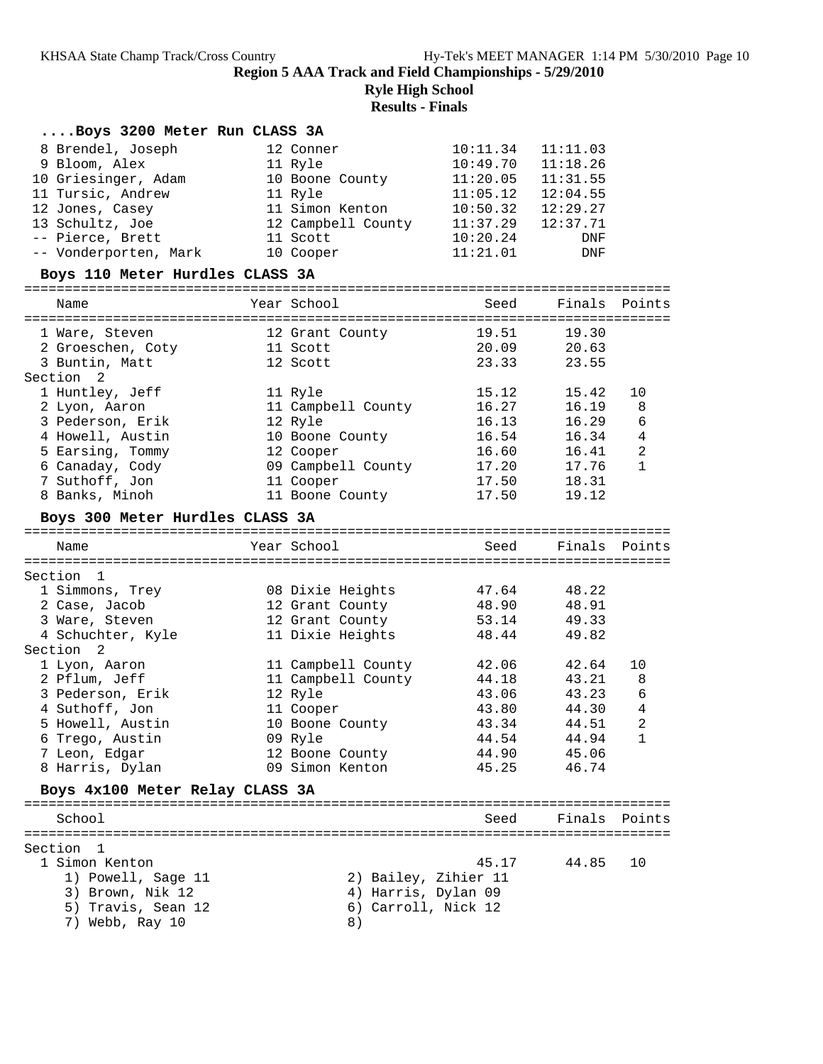**Region 5 AAA Track and Field Championships - 5/29/2010**

**Ryle High School**

**Results - Finals**

### ....Boys 3200 Meter Run CLASS 3A

| Place | Name | Year | School | Seed | Finals | Points |
|---|---|---|---|---|---|---|
| 8 | Brendel, Joseph | 12 | Conner | 10:11.34 | 11:11.03 | |
| 9 | Bloom, Alex | 11 | Ryle | 10:49.70 | 11:18.26 | |
| 10 | Griesinger, Adam | 10 | Boone County | 11:20.05 | 11:31.55 | |
| 11 | Tursic, Andrew | 11 | Ryle | 11:05.12 | 12:04.55 | |
| 12 | Jones, Casey | 11 | Simon Kenton | 10:50.32 | 12:29.27 | |
| 13 | Schultz, Joe | 12 | Campbell County | 11:37.29 | 12:37.71 | |
| -- | Pierce, Brett | 11 | Scott | 10:20.24 | DNF | |
| -- | Vonderporten, Mark | 10 | Cooper | 11:21.01 | DNF | |

### Boys 110 Meter Hurdles CLASS 3A

| Place | Name | Year | School | Seed | Finals | Points |
|---|---|---|---|---|---|---|
| 1 | Ware, Steven | 12 | Grant County | 19.51 | 19.30 | |
| 2 | Groeschen, Coty | 11 | Scott | 20.09 | 20.63 | |
| 3 | Buntin, Matt | 12 | Scott | 23.33 | 23.55 | |
| **Section 2** | | | | | | |
| 1 | Huntley, Jeff | 11 | Ryle | 15.12 | 15.42 | 10 |
| 2 | Lyon, Aaron | 11 | Campbell County | 16.27 | 16.19 | 8 |
| 3 | Pederson, Erik | 12 | Ryle | 16.13 | 16.29 | 6 |
| 4 | Howell, Austin | 10 | Boone County | 16.54 | 16.34 | 4 |
| 5 | Earsing, Tommy | 12 | Cooper | 16.60 | 16.41 | 2 |
| 6 | Canaday, Cody | 09 | Campbell County | 17.20 | 17.76 | 1 |
| 7 | Suthoff, Jon | 11 | Cooper | 17.50 | 18.31 | |
| 8 | Banks, Minoh | 11 | Boone County | 17.50 | 19.12 | |

### Boys 300 Meter Hurdles CLASS 3A

| Place | Name | Year | School | Seed | Finals | Points |
|---|---|---|---|---|---|---|
| **Section 1** | | | | | | |
| 1 | Simmons, Trey | 08 | Dixie Heights | 47.64 | 48.22 | |
| 2 | Case, Jacob | 12 | Grant County | 48.90 | 48.91 | |
| 3 | Ware, Steven | 12 | Grant County | 53.14 | 49.33 | |
| 4 | Schuchter, Kyle | 11 | Dixie Heights | 48.44 | 49.82 | |
| **Section 2** | | | | | | |
| 1 | Lyon, Aaron | 11 | Campbell County | 42.06 | 42.64 | 10 |
| 2 | Pflum, Jeff | 11 | Campbell County | 44.18 | 43.21 | 8 |
| 3 | Pederson, Erik | 12 | Ryle | 43.06 | 43.23 | 6 |
| 4 | Suthoff, Jon | 11 | Cooper | 43.80 | 44.30 | 4 |
| 5 | Howell, Austin | 10 | Boone County | 43.34 | 44.51 | 2 |
| 6 | Trego, Austin | 09 | Ryle | 44.54 | 44.94 | 1 |
| 7 | Leon, Edgar | 12 | Boone County | 44.90 | 45.06 | |
| 8 | Harris, Dylan | 09 | Simon Kenton | 45.25 | 46.74 | |

### Boys 4x100 Meter Relay CLASS 3A

| Place | School | Seed | Finals | Points |
|---|---|---|---|---|
| **Section 1** | | | | |
| 1 | Simon Kenton | 45.17 | 44.85 | 10 |

1) Powell, Sage 11 2) Bailey, Zihier 11
3) Brown, Nik 12 4) Harris, Dylan 09
5) Travis, Sean 12 6) Carroll, Nick 12
7) Webb, Ray 10 8)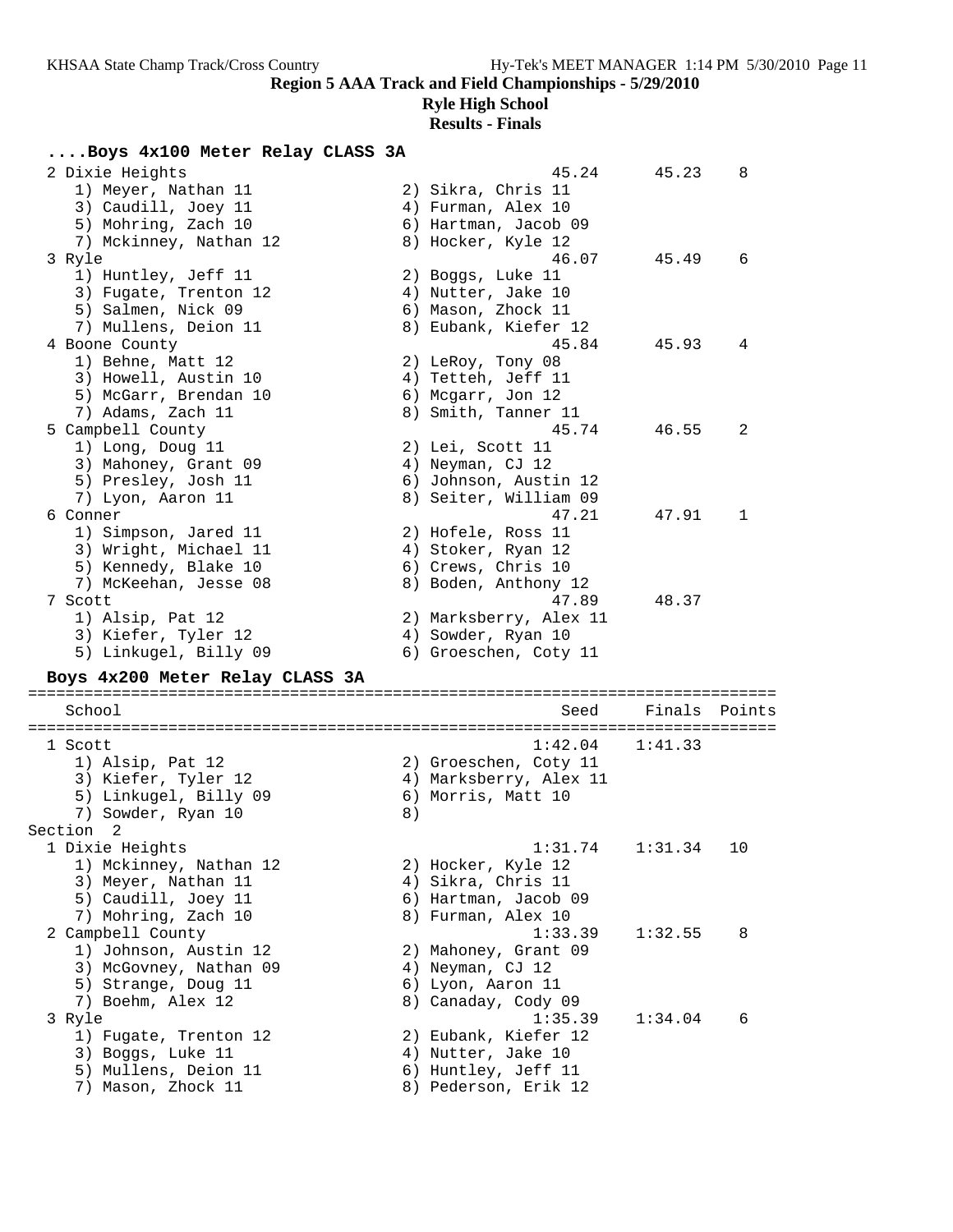**Region 5 AAA Track and Field Championships - 5/29/2010**

**Ryle High School**

**Results - Finals**

### ....Boys 4x100 Meter Relay CLASS 3A

```
  2 Dixie Heights                                      45.24      45.23    8
     1) Meyer, Nathan 11               2) Sikra, Chris 11
     3) Caudill, Joey 11               4) Furman, Alex 10
     5) Mohring, Zach 10               6) Hartman, Jacob 09
     7) Mckinney, Nathan 12            8) Hocker, Kyle 12
  3 Ryle                                               46.07      45.49    6
     1) Huntley, Jeff 11               2) Boggs, Luke 11
     3) Fugate, Trenton 12             4) Nutter, Jake 10
     5) Salmen, Nick 09                6) Mason, Zhock 11
     7) Mullens, Deion 11              8) Eubank, Kiefer 12
  4 Boone County                                       45.84      45.93    4
     1) Behne, Matt 12                 2) LeRoy, Tony 08
     3) Howell, Austin 10              4) Tetteh, Jeff 11
     5) McGarr, Brendan 10             6) Mcgarr, Jon 12
     7) Adams, Zach 11                 8) Smith, Tanner 11
  5 Campbell County                                    45.74      46.55    2
     1) Long, Doug 11                  2) Lei, Scott 11
     3) Mahoney, Grant 09              4) Neyman, CJ 12
     5) Presley, Josh 11               6) Johnson, Austin 12
     7) Lyon, Aaron 11                 8) Seiter, William 09
  6 Conner                                             47.21      47.91    1
     1) Simpson, Jared 11              2) Hofele, Ross 11
     3) Wright, Michael 11             4) Stoker, Ryan 12
     5) Kennedy, Blake 10              6) Crews, Chris 10
     7) McKeehan, Jesse 08             8) Boden, Anthony 12
  7 Scott                                              47.89      48.37
     1) Alsip, Pat 12                  2) Marksberry, Alex 11
     3) Kiefer, Tyler 12               4) Sowder, Ryan 10
     5) Linkugel, Billy 09             6) Groeschen, Coty 11
```

### Boys 4x200 Meter Relay CLASS 3A

```
================================================================================
    School                                               Seed     Finals  Points
================================================================================
  1 Scott                                             1:42.04    1:41.33
     1) Alsip, Pat 12                  2) Groeschen, Coty 11
     3) Kiefer, Tyler 12               4) Marksberry, Alex 11
     5) Linkugel, Billy 09             6) Morris, Matt 10
     7) Sowder, Ryan 10                8)
Section  2
  1 Dixie Heights                                     1:31.74    1:31.34   10
     1) Mckinney, Nathan 12            2) Hocker, Kyle 12
     3) Meyer, Nathan 11               4) Sikra, Chris 11
     5) Caudill, Joey 11               6) Hartman, Jacob 09
     7) Mohring, Zach 10               8) Furman, Alex 10
  2 Campbell County                                   1:33.39    1:32.55    8
     1) Johnson, Austin 12             2) Mahoney, Grant 09
     3) McGovney, Nathan 09            4) Neyman, CJ 12
     5) Strange, Doug 11               6) Lyon, Aaron 11
     7) Boehm, Alex 12                 8) Canaday, Cody 09
  3 Ryle                                              1:35.39    1:34.04    6
     1) Fugate, Trenton 12             2) Eubank, Kiefer 12
     3) Boggs, Luke 11                 4) Nutter, Jake 10
     5) Mullens, Deion 11              6) Huntley, Jeff 11
     7) Mason, Zhock 11                8) Pederson, Erik 12
```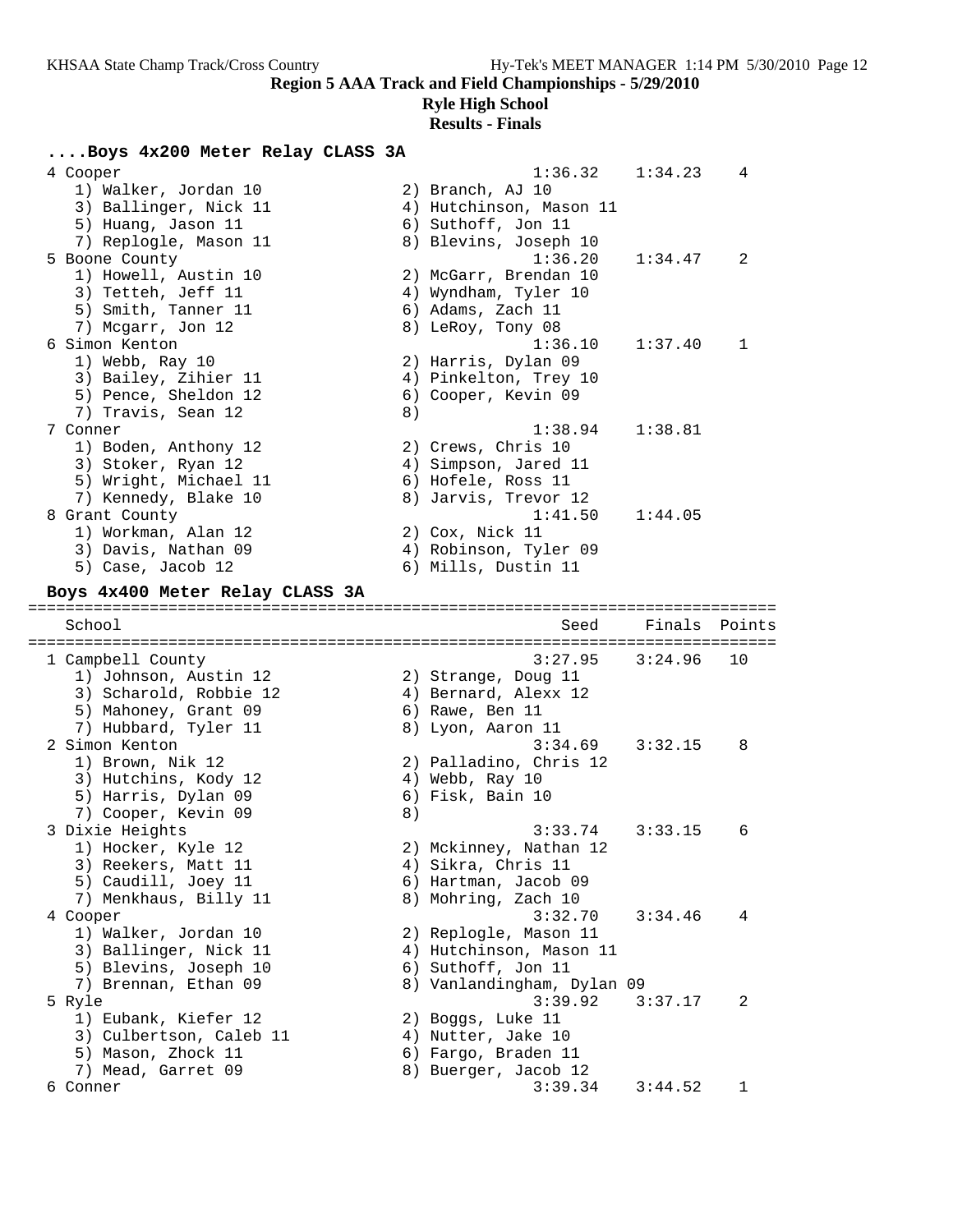## Region 5 AAA Track and Field Championships - 5/29/2010

**Ryle High School**

**Results - Finals**

### ....Boys 4x200 Meter Relay CLASS 3A

```
  4 Cooper                                            1:36.32    1:34.23    4
     1) Walker, Jordan 10              2) Branch, AJ 10
     3) Ballinger, Nick 11             4) Hutchinson, Mason 11
     5) Huang, Jason 11                6) Suthoff, Jon 11
     7) Replogle, Mason 11             8) Blevins, Joseph 10
  5 Boone County                                      1:36.20    1:34.47    2
     1) Howell, Austin 10              2) McGarr, Brendan 10
     3) Tetteh, Jeff 11                4) Wyndham, Tyler 10
     5) Smith, Tanner 11               6) Adams, Zach 11
     7) Mcgarr, Jon 12                 8) LeRoy, Tony 08
  6 Simon Kenton                                      1:36.10    1:37.40    1
     1) Webb, Ray 10                   2) Harris, Dylan 09
     3) Bailey, Zihier 11              4) Pinkelton, Trey 10
     5) Pence, Sheldon 12              6) Cooper, Kevin 09
     7) Travis, Sean 12                8)
  7 Conner                                            1:38.94    1:38.81
     1) Boden, Anthony 12              2) Crews, Chris 10
     3) Stoker, Ryan 12                4) Simpson, Jared 11
     5) Wright, Michael 11             6) Hofele, Ross 11
     7) Kennedy, Blake 10              8) Jarvis, Trevor 12
  8 Grant County                                      1:41.50    1:44.05
     1) Workman, Alan 12               2) Cox, Nick 11
     3) Davis, Nathan 09               4) Robinson, Tyler 09
     5) Case, Jacob 12                 6) Mills, Dustin 11
```

### Boys 4x400 Meter Relay CLASS 3A

```
================================================================================
    School                                            Seed     Finals  Points
================================================================================
  1 Campbell County                                   3:27.95    3:24.96   10
     1) Johnson, Austin 12             2) Strange, Doug 11
     3) Scharold, Robbie 12            4) Bernard, Alexx 12
     5) Mahoney, Grant 09              6) Rawe, Ben 11
     7) Hubbard, Tyler 11              8) Lyon, Aaron 11
  2 Simon Kenton                                      3:34.69    3:32.15    8
     1) Brown, Nik 12                  2) Palladino, Chris 12
     3) Hutchins, Kody 12              4) Webb, Ray 10
     5) Harris, Dylan 09               6) Fisk, Bain 10
     7) Cooper, Kevin 09               8)
  3 Dixie Heights                                     3:33.74    3:33.15    6
     1) Hocker, Kyle 12                2) Mckinney, Nathan 12
     3) Reekers, Matt 11               4) Sikra, Chris 11
     5) Caudill, Joey 11               6) Hartman, Jacob 09
     7) Menkhaus, Billy 11             8) Mohring, Zach 10
  4 Cooper                                            3:32.70    3:34.46    4
     1) Walker, Jordan 10              2) Replogle, Mason 11
     3) Ballinger, Nick 11             4) Hutchinson, Mason 11
     5) Blevins, Joseph 10             6) Suthoff, Jon 11
     7) Brennan, Ethan 09              8) Vanlandingham, Dylan 09
  5 Ryle                                              3:39.92    3:37.17    2
     1) Eubank, Kiefer 12              2) Boggs, Luke 11
     3) Culbertson, Caleb 11           4) Nutter, Jake 10
     5) Mason, Zhock 11                6) Fargo, Braden 11
     7) Mead, Garret 09                8) Buerger, Jacob 12
  6 Conner                                            3:39.34    3:44.52    1
```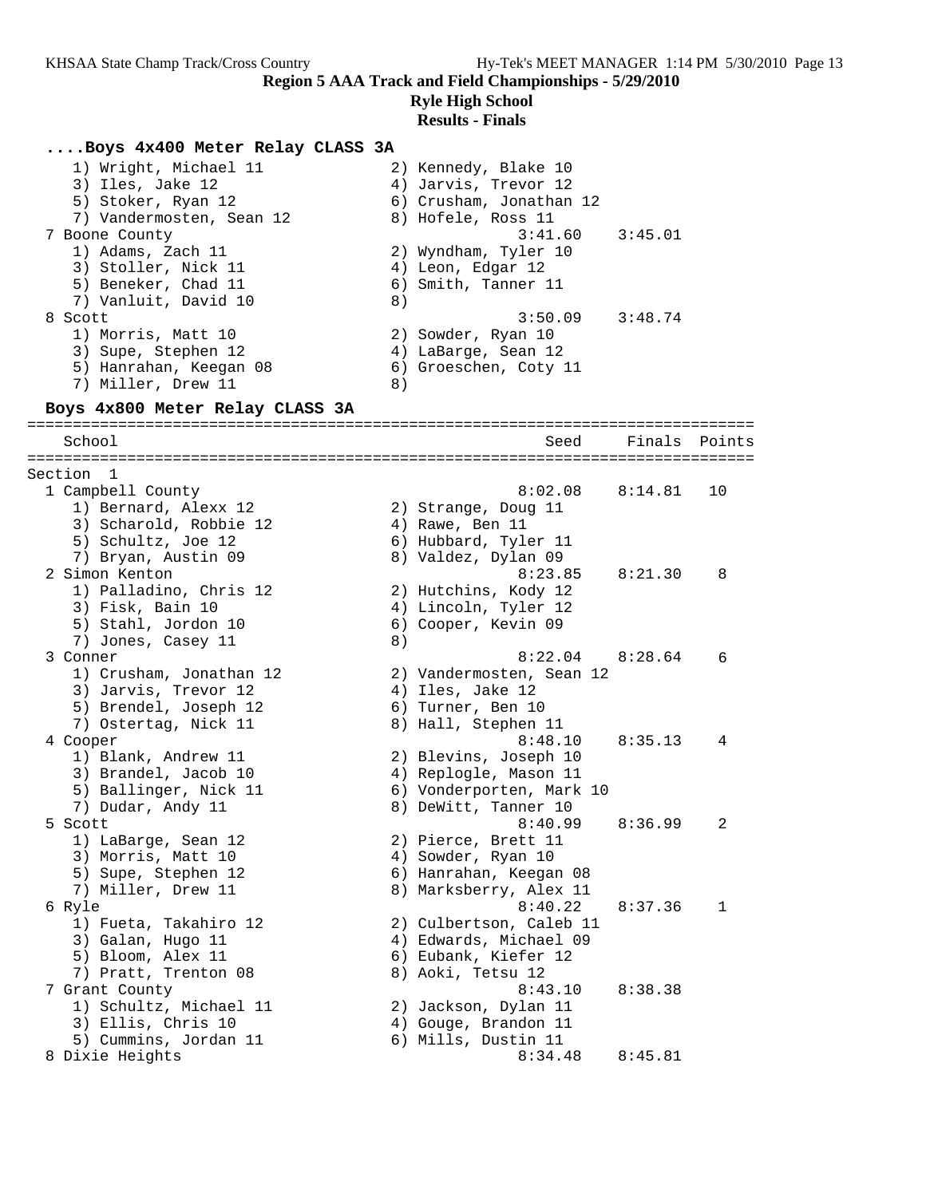**Region 5 AAA Track and Field Championships - 5/29/2010**

**Ryle High School**

**Results - Finals**

### ....Boys 4x400 Meter Relay CLASS 3A

```
    1) Wright, Michael 11              2) Kennedy, Blake 10
    3) Iles, Jake 12                   4) Jarvis, Trevor 12
    5) Stoker, Ryan 12                 6) Crusham, Jonathan 12
    7) Vandermosten, Sean 12           8) Hofele, Ross 11
  7 Boone County                                 3:41.60    3:45.01
    1) Adams, Zach 11                  2) Wyndham, Tyler 10
    3) Stoller, Nick 11                4) Leon, Edgar 12
    5) Beneker, Chad 11                6) Smith, Tanner 11
    7) Vanluit, David 10               8)
  8 Scott                                        3:50.09    3:48.74
    1) Morris, Matt 10                 2) Sowder, Ryan 10
    3) Supe, Stephen 12                4) LaBarge, Sean 12
    5) Hanrahan, Keegan 08             6) Groeschen, Coty 11
    7) Miller, Drew 11                 8)
```

### Boys 4x800 Meter Relay CLASS 3A

```
===============================================================================
    School                                          Seed     Finals  Points
===============================================================================
Section  1
  1 Campbell County                              8:02.08    8:14.81   10
    1) Bernard, Alexx 12               2) Strange, Doug 11
    3) Scharold, Robbie 12             4) Rawe, Ben 11
    5) Schultz, Joe 12                 6) Hubbard, Tyler 11
    7) Bryan, Austin 09                8) Valdez, Dylan 09
  2 Simon Kenton                                 8:23.85    8:21.30    8
    1) Palladino, Chris 12             2) Hutchins, Kody 12
    3) Fisk, Bain 10                   4) Lincoln, Tyler 12
    5) Stahl, Jordon 10                6) Cooper, Kevin 09
    7) Jones, Casey 11                 8)
  3 Conner                                       8:22.04    8:28.64    6
    1) Crusham, Jonathan 12            2) Vandermosten, Sean 12
    3) Jarvis, Trevor 12               4) Iles, Jake 12
    5) Brendel, Joseph 12              6) Turner, Ben 10
    7) Ostertag, Nick 11               8) Hall, Stephen 11
  4 Cooper                                       8:48.10    8:35.13    4
    1) Blank, Andrew 11                2) Blevins, Joseph 10
    3) Brandel, Jacob 10               4) Replogle, Mason 11
    5) Ballinger, Nick 11              6) Vonderporten, Mark 10
    7) Dudar, Andy 11                  8) DeWitt, Tanner 10
  5 Scott                                        8:40.99    8:36.99    2
    1) LaBarge, Sean 12                2) Pierce, Brett 11
    3) Morris, Matt 10                 4) Sowder, Ryan 10
    5) Supe, Stephen 12                6) Hanrahan, Keegan 08
    7) Miller, Drew 11                 8) Marksberry, Alex 11
  6 Ryle                                         8:40.22    8:37.36    1
    1) Fueta, Takahiro 12              2) Culbertson, Caleb 11
    3) Galan, Hugo 11                  4) Edwards, Michael 09
    5) Bloom, Alex 11                  6) Eubank, Kiefer 12
    7) Pratt, Trenton 08               8) Aoki, Tetsu 12
  7 Grant County                                 8:43.10    8:38.38
    1) Schultz, Michael 11             2) Jackson, Dylan 11
    3) Ellis, Chris 10                 4) Gouge, Brandon 11
    5) Cummins, Jordan 11              6) Mills, Dustin 11
  8 Dixie Heights                                8:34.48    8:45.81
```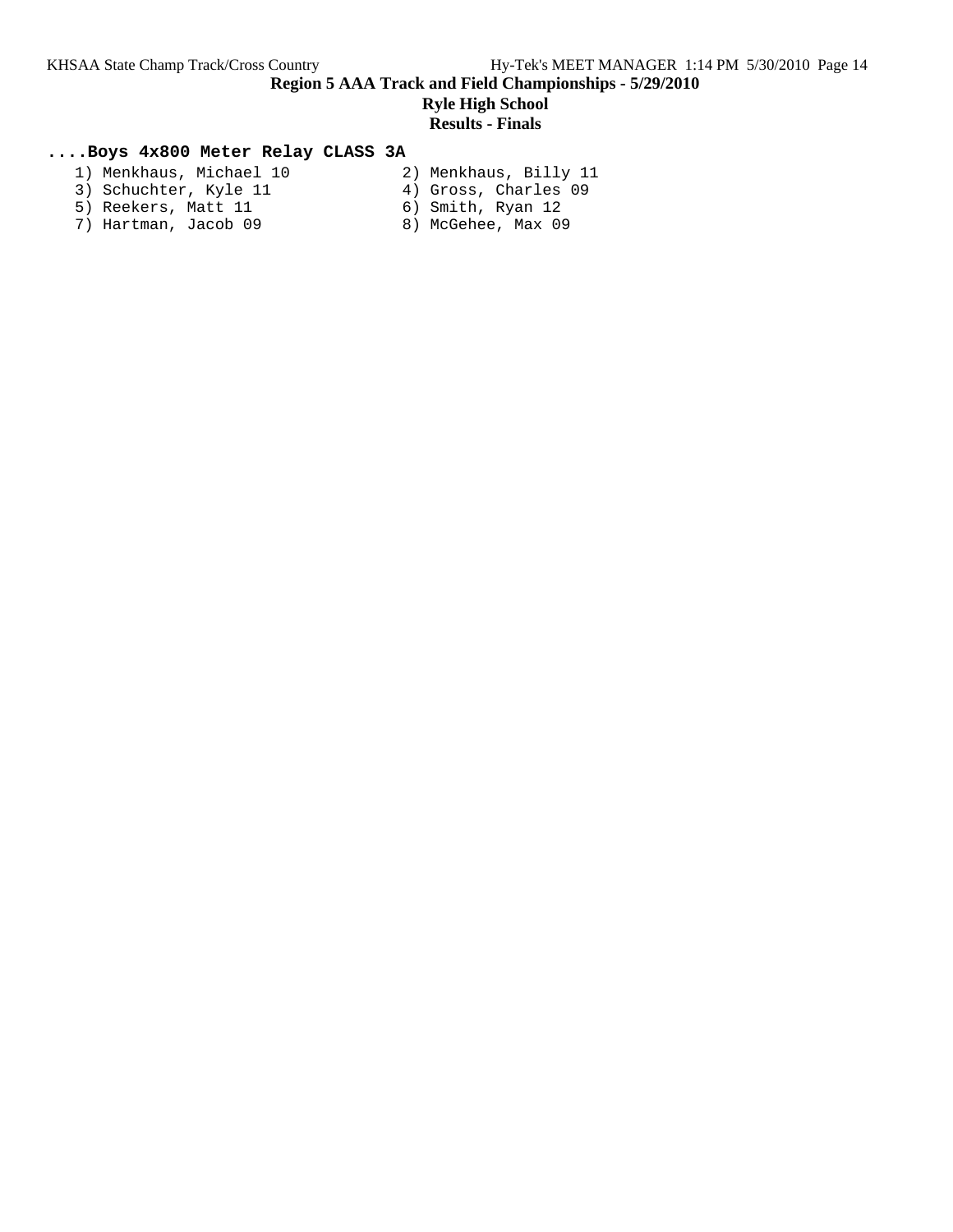**Region 5 AAA Track and Field Championships - 5/29/2010**

**Ryle High School**

**Results - Finals**

**....Boys 4x800 Meter Relay CLASS 3A**

```
   1) Menkhaus, Michael 10           2) Menkhaus, Billy 11
   3) Schuchter, Kyle 11             4) Gross, Charles 09
   5) Reekers, Matt 11               6) Smith, Ryan 12
   7) Hartman, Jacob 09              8) McGehee, Max 09
```